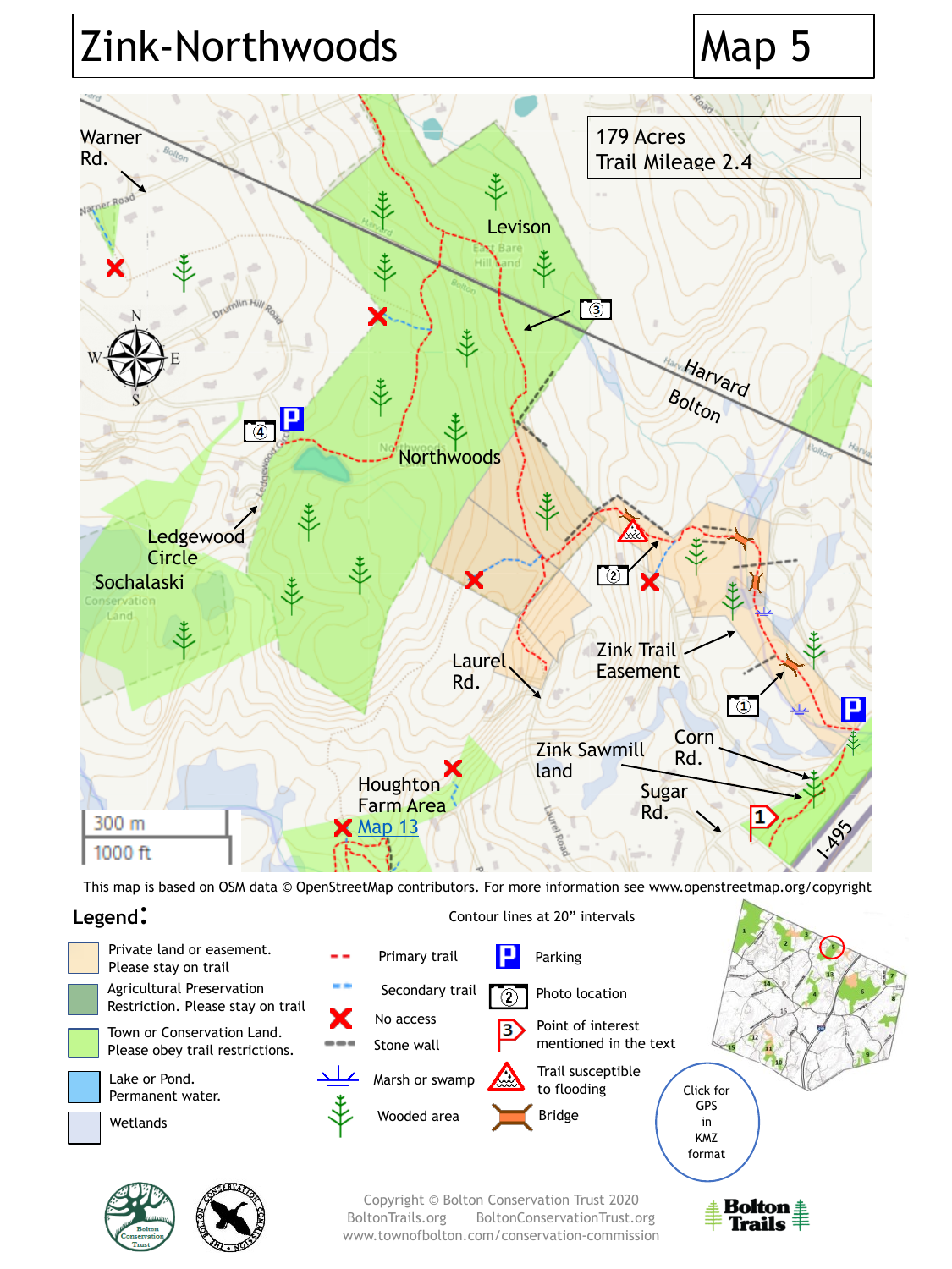# Zink-Northwoods

## Map 5

179 Acres
Trail Mileage 2.4

Warner Rd.

Levison

Harvard

Bolton

Northwoods

Ledgewood Circle

Sochalaski

Laurel Rd.

Zink Trail Easement

Zink Sawmill land

Corn Rd.

Houghton Farm Area

Map 13

Sugar Rd.

I-495

300 m

1000 ft

This map is based on OSM data © OpenStreetMap contributors. For more information see www.openstreetmap.org/copyright

**Legend:**

Contour lines at 20" intervals

- Private land or easement. Please stay on trail
- Agricultural Preservation Restriction. Please stay on trail
- Town or Conservation Land. Please obey trail restrictions.
- Lake or Pond. Permanent water.
- Wetlands
- Primary trail
- Secondary trail
- No access
- Stone wall
- Marsh or swamp
- Wooded area
- Parking
- Photo location
- Point of interest mentioned in the text
- Trail susceptible to flooding
- Bridge

Click for GPS in KMZ format

Copyright © Bolton Conservation Trust 2020
BoltonTrails.org BoltonConservationTrust.org
www.townofbolton.com/conservation-commission

Bolton Trails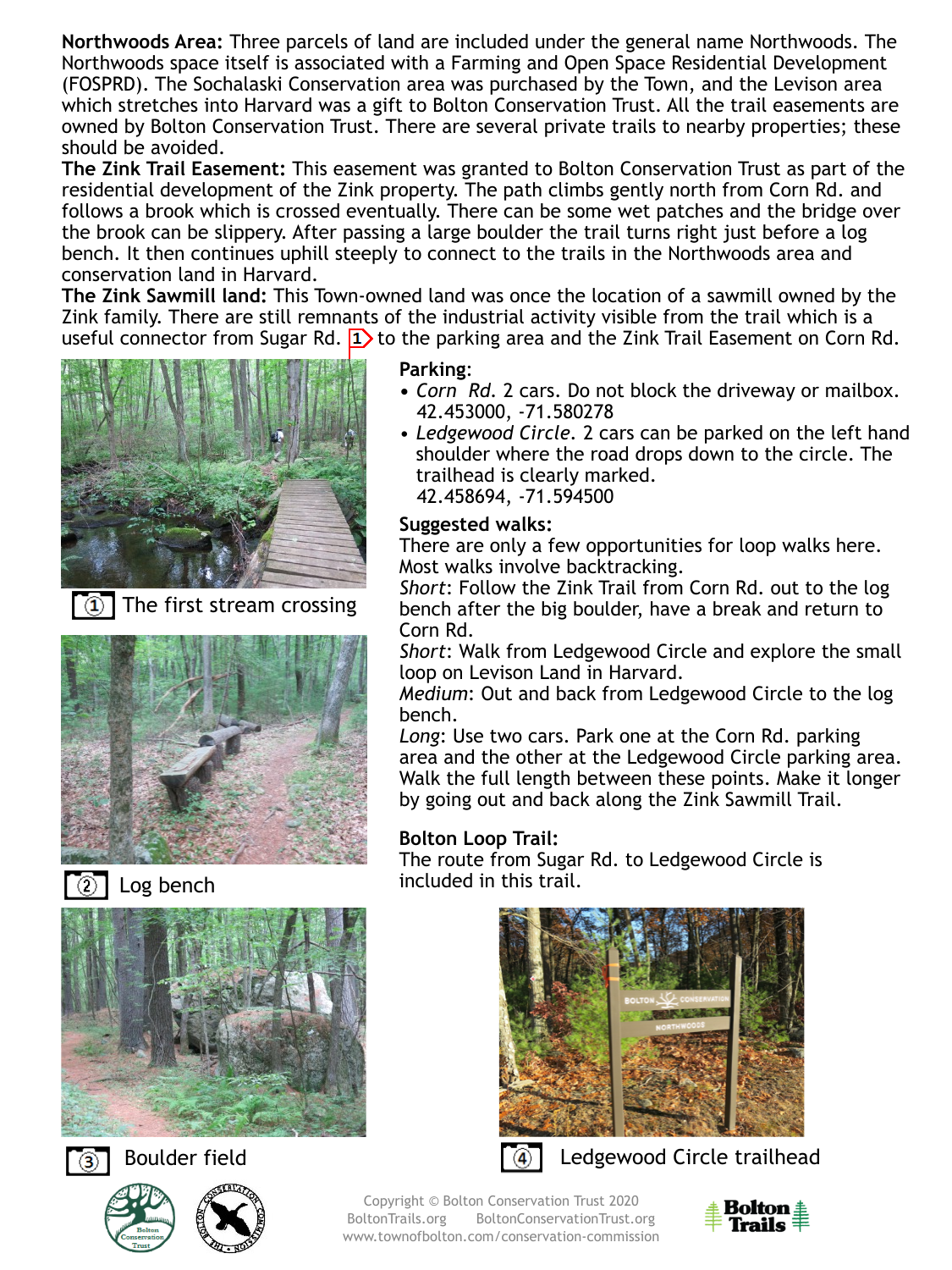**Northwoods Area:** Three parcels of land are included under the general name Northwoods. The Northwoods space itself is associated with a Farming and Open Space Residential Development (FOSPRD). The Sochalaski Conservation area was purchased by the Town, and the Levison area which stretches into Harvard was a gift to Bolton Conservation Trust. All the trail easements are owned by Bolton Conservation Trust. There are several private trails to nearby properties; these should be avoided.

**The Zink Trail Easement:** This easement was granted to Bolton Conservation Trust as part of the residential development of the Zink property. The path climbs gently north from Corn Rd. and follows a brook which is crossed eventually. There can be some wet patches and the bridge over the brook can be slippery. After passing a large boulder the trail turns right just before a log bench. It then continues uphill steeply to connect to the trails in the Northwoods area and conservation land in Harvard.

**The Zink Sawmill land:** This Town-owned land was once the location of a sawmill owned by the Zink family. There are still remnants of the industrial activity visible from the trail which is a useful connector from Sugar Rd. 1 to the parking area and the Zink Trail Easement on Corn Rd.

1 The first stream crossing

2 Log bench

3 Boulder field

**Parking**:

- *Corn Rd.* 2 cars. Do not block the driveway or mailbox. 42.453000, -71.580278
- *Ledgewood Circle*. 2 cars can be parked on the left hand shoulder where the road drops down to the circle. The trailhead is clearly marked. 42.458694, -71.594500

**Suggested walks:**

There are only a few opportunities for loop walks here. Most walks involve backtracking.

*Short*: Follow the Zink Trail from Corn Rd. out to the log bench after the big boulder, have a break and return to Corn Rd.

*Short*: Walk from Ledgewood Circle and explore the small loop on Levison Land in Harvard.

*Medium*: Out and back from Ledgewood Circle to the log bench.

*Long*: Use two cars. Park one at the Corn Rd. parking area and the other at the Ledgewood Circle parking area. Walk the full length between these points. Make it longer by going out and back along the Zink Sawmill Trail.

**Bolton Loop Trail:**

The route from Sugar Rd. to Ledgewood Circle is included in this trail.

4 Ledgewood Circle trailhead

Copyright © Bolton Conservation Trust 2020
BoltonTrails.org BoltonConservationTrust.org
www.townofbolton.com/conservation-commission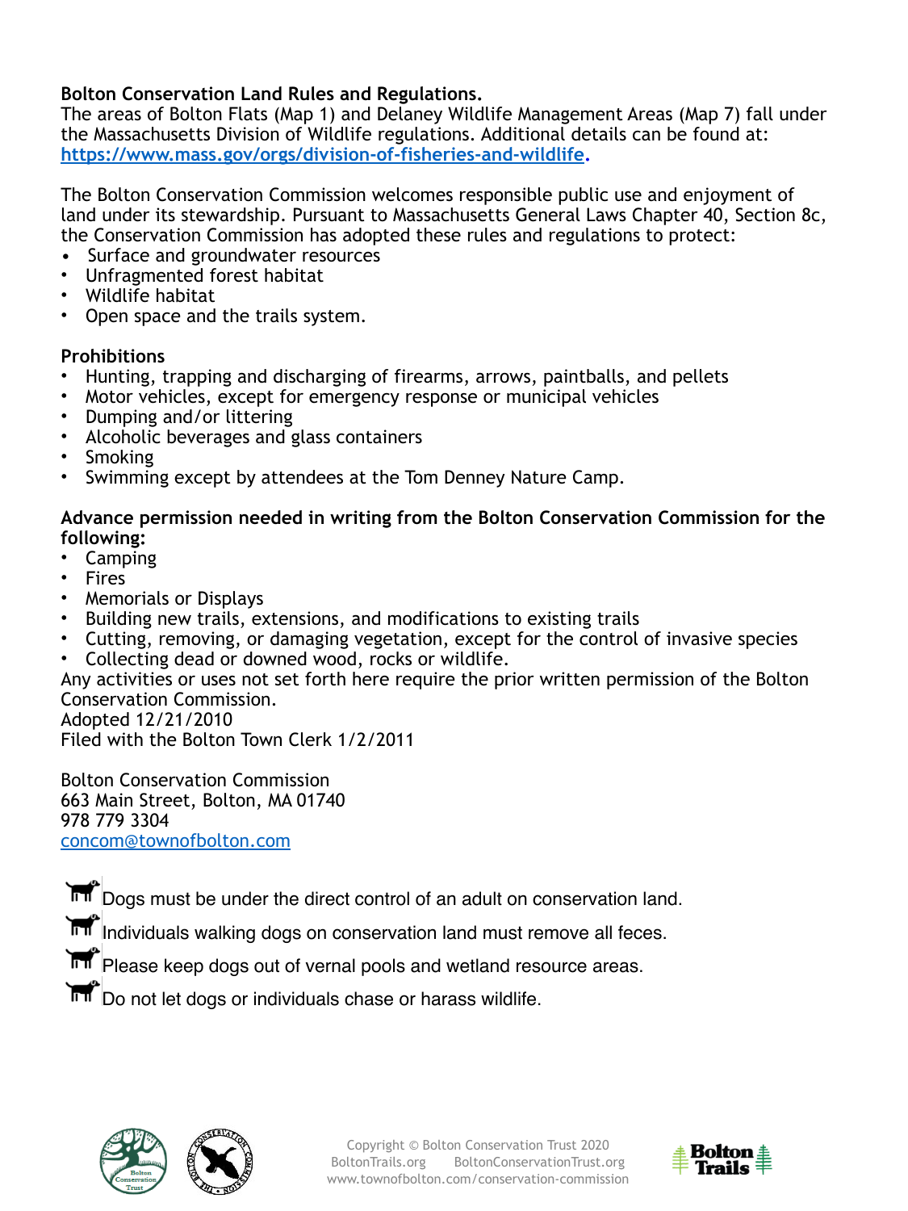**Bolton Conservation Land Rules and Regulations.**

The areas of Bolton Flats (Map 1) and Delaney Wildlife Management Areas (Map 7) fall under the Massachusetts Division of Wildlife regulations. Additional details can be found at: **https://www.mass.gov/orgs/division-of-fisheries-and-wildlife.**

The Bolton Conservation Commission welcomes responsible public use and enjoyment of land under its stewardship. Pursuant to Massachusetts General Laws Chapter 40, Section 8c, the Conservation Commission has adopted these rules and regulations to protect:

- Surface and groundwater resources
- Unfragmented forest habitat
- Wildlife habitat
- Open space and the trails system.

**Prohibitions**

- Hunting, trapping and discharging of firearms, arrows, paintballs, and pellets
- Motor vehicles, except for emergency response or municipal vehicles
- Dumping and/or littering
- Alcoholic beverages and glass containers
- Smoking
- Swimming except by attendees at the Tom Denney Nature Camp.

**Advance permission needed in writing from the Bolton Conservation Commission for the following:**

- Camping
- Fires
- Memorials or Displays
- Building new trails, extensions, and modifications to existing trails
- Cutting, removing, or damaging vegetation, except for the control of invasive species
- Collecting dead or downed wood, rocks or wildlife.

Any activities or uses not set forth here require the prior written permission of the Bolton Conservation Commission.
Adopted 12/21/2010
Filed with the Bolton Town Clerk 1/2/2011

Bolton Conservation Commission
663 Main Street, Bolton, MA 01740
978 779 3304
concom@townofbolton.com

Dogs must be under the direct control of an adult on conservation land.

Individuals walking dogs on conservation land must remove all feces.

Please keep dogs out of vernal pools and wetland resource areas.

Do not let dogs or individuals chase or harass wildlife.

Copyright © Bolton Conservation Trust 2020
BoltonTrails.org BoltonConservationTrust.org
www.townofbolton.com/conservation-commission